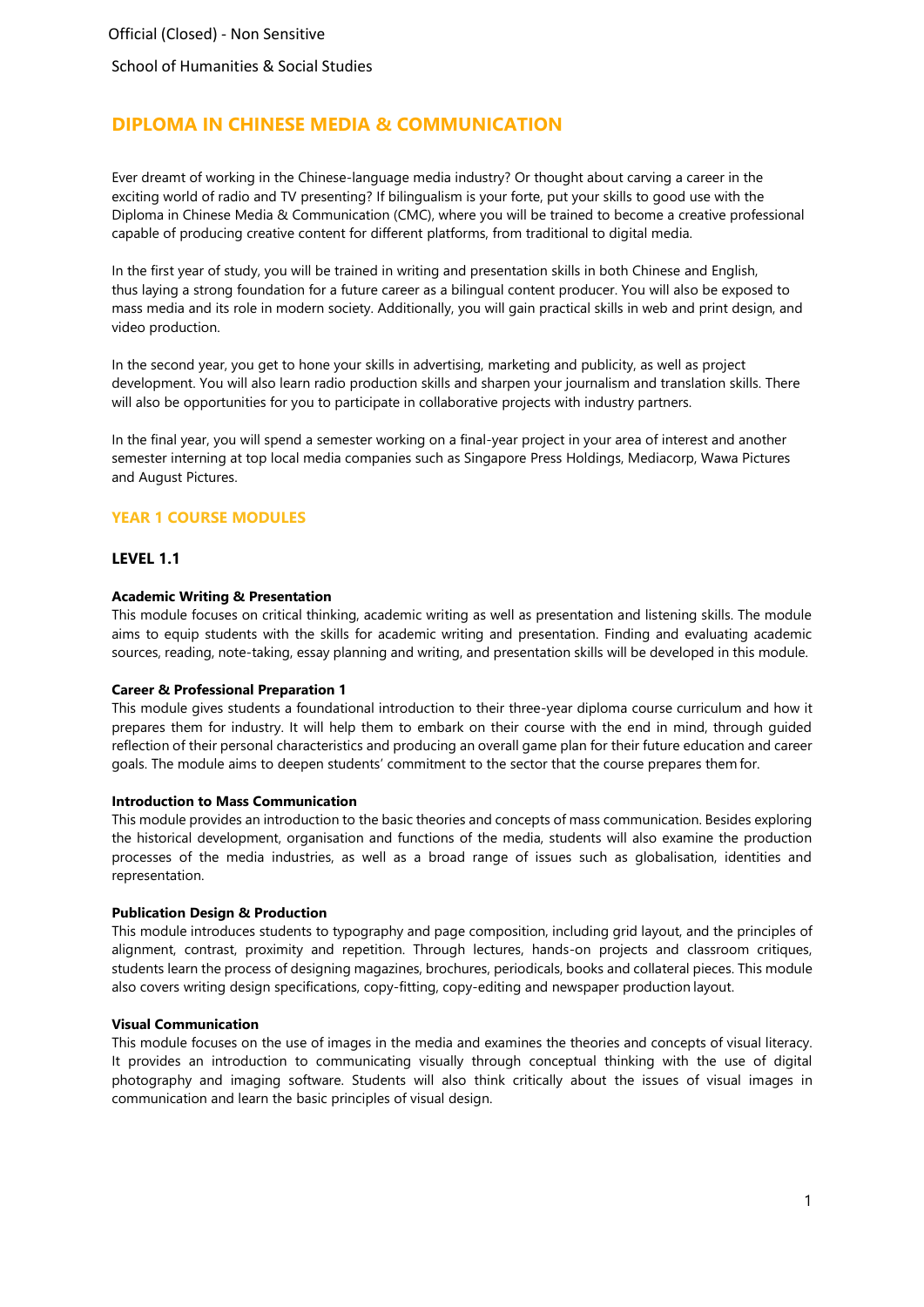Official (Closed) - Non Sensitive

School of Humanities & Social Studies

# DIPLOMA IN CHINESE MEDIA & COMMUNICATION

Ever dreamt of working in the Chinese-language media industry? Or thought about carving a career in the exciting world of radio and TV presenting? If bilingualism is your forte, put your skills to good use with the Diploma in Chinese Media & Communication (CMC), where you will be trained to become a creative professional capable of producing creative content for different platforms, from traditional to digital media.

In the first year of study, you will be trained in writing and presentation skills in both Chinese and English, thus laying a strong foundation for a future career as a bilingual content producer. You will also be exposed to mass media and its role in modern society. Additionally, you will gain practical skills in web and print design, and video production.

In the second year, you get to hone your skills in advertising, marketing and publicity, as well as project development. You will also learn radio production skills and sharpen your journalism and translation skills. There will also be opportunities for you to participate in collaborative projects with industry partners.

In the final year, you will spend a semester working on a final-year project in your area of interest and another semester interning at top local media companies such as Singapore Press Holdings, Mediacorp, Wawa Pictures and August Pictures.

## YEAR 1 COURSE MODULES

### LEVEL 1.1

**Academic Writing & Presentation**
This module focuses on critical thinking, academic writing as well as presentation and listening skills. The module aims to equip students with the skills for academic writing and presentation. Finding and evaluating academic sources, reading, note-taking, essay planning and writing, and presentation skills will be developed in this module.

**Career & Professional Preparation 1**
This module gives students a foundational introduction to their three-year diploma course curriculum and how it prepares them for industry. It will help them to embark on their course with the end in mind, through guided reflection of their personal characteristics and producing an overall game plan for their future education and career goals. The module aims to deepen students' commitment to the sector that the course prepares them for.

**Introduction to Mass Communication**
This module provides an introduction to the basic theories and concepts of mass communication. Besides exploring the historical development, organisation and functions of the media, students will also examine the production processes of the media industries, as well as a broad range of issues such as globalisation, identities and representation.

**Publication Design & Production**
This module introduces students to typography and page composition, including grid layout, and the principles of alignment, contrast, proximity and repetition. Through lectures, hands-on projects and classroom critiques, students learn the process of designing magazines, brochures, periodicals, books and collateral pieces. This module also covers writing design specifications, copy-fitting, copy-editing and newspaper production layout.

**Visual Communication**
This module focuses on the use of images in the media and examines the theories and concepts of visual literacy. It provides an introduction to communicating visually through conceptual thinking with the use of digital photography and imaging software. Students will also think critically about the issues of visual images in communication and learn the basic principles of visual design.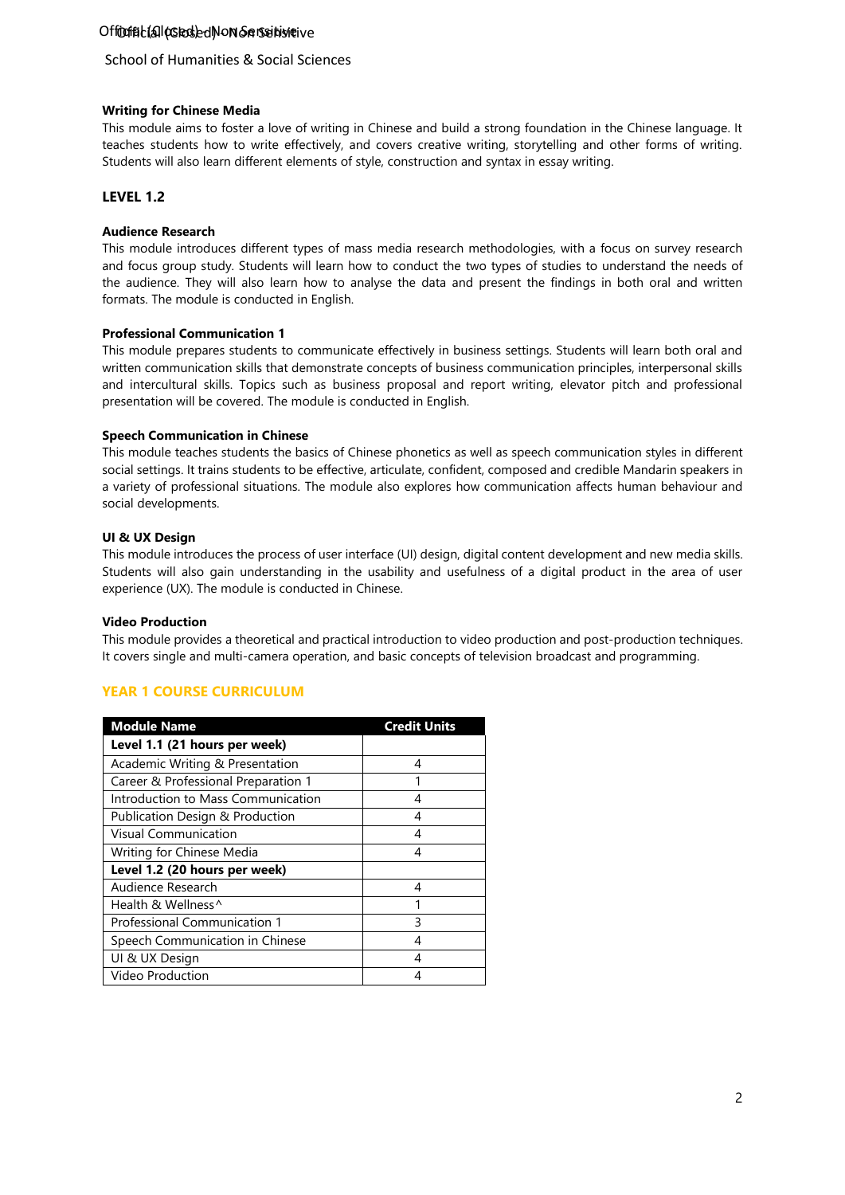**Writing for Chinese Media**

This module aims to foster a love of writing in Chinese and build a strong foundation in the Chinese language. It teaches students how to write effectively, and covers creative writing, storytelling and other forms of writing. Students will also learn different elements of style, construction and syntax in essay writing.

### LEVEL 1.2

**Audience Research**

This module introduces different types of mass media research methodologies, with a focus on survey research and focus group study. Students will learn how to conduct the two types of studies to understand the needs of the audience. They will also learn how to analyse the data and present the findings in both oral and written formats. The module is conducted in English.

**Professional Communication 1**

This module prepares students to communicate effectively in business settings. Students will learn both oral and written communication skills that demonstrate concepts of business communication principles, interpersonal skills and intercultural skills. Topics such as business proposal and report writing, elevator pitch and professional presentation will be covered. The module is conducted in English.

**Speech Communication in Chinese**

This module teaches students the basics of Chinese phonetics as well as speech communication styles in different social settings. It trains students to be effective, articulate, confident, composed and credible Mandarin speakers in a variety of professional situations. The module also explores how communication affects human behaviour and social developments.

**UI & UX Design**

This module introduces the process of user interface (UI) design, digital content development and new media skills. Students will also gain understanding in the usability and usefulness of a digital product in the area of user experience (UX). The module is conducted in Chinese.

**Video Production**

This module provides a theoretical and practical introduction to video production and post-production techniques. It covers single and multi-camera operation, and basic concepts of television broadcast and programming.

## YEAR 1 COURSE CURRICULUM

| Module Name | Credit Units |
|---|---|
| **Level 1.1 (21 hours per week)** | |
| Academic Writing & Presentation | 4 |
| Career & Professional Preparation 1 | 1 |
| Introduction to Mass Communication | 4 |
| Publication Design & Production | 4 |
| Visual Communication | 4 |
| Writing for Chinese Media | 4 |
| **Level 1.2 (20 hours per week)** | |
| Audience Research | 4 |
| Health & Wellness^ | 1 |
| Professional Communication 1 | 3 |
| Speech Communication in Chinese | 4 |
| UI & UX Design | 4 |
| Video Production | 4 |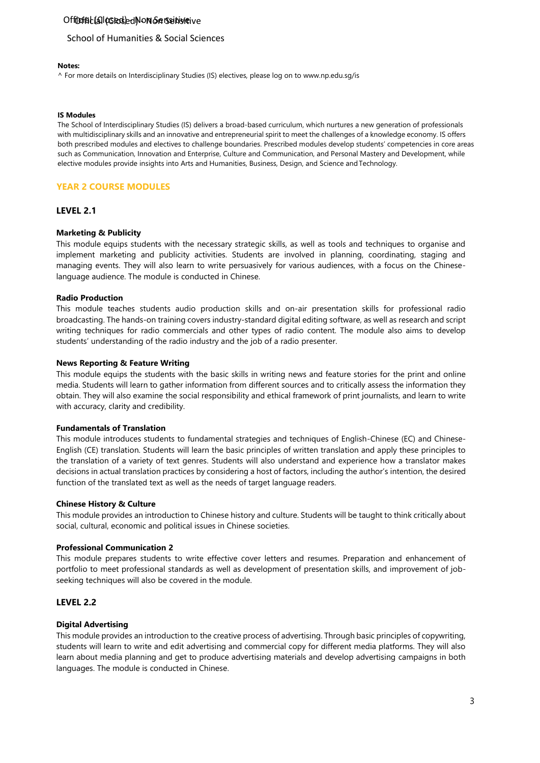**Notes:**

^ For more details on Interdisciplinary Studies (IS) electives, please log on to www.np.edu.sg/is

**IS Modules**

The School of Interdisciplinary Studies (IS) delivers a broad-based curriculum, which nurtures a new generation of professionals with multidisciplinary skills and an innovative and entrepreneurial spirit to meet the challenges of a knowledge economy. IS offers both prescribed modules and electives to challenge boundaries. Prescribed modules develop students' competencies in core areas such as Communication, Innovation and Enterprise, Culture and Communication, and Personal Mastery and Development, while elective modules provide insights into Arts and Humanities, Business, Design, and Science and Technology.

## YEAR 2 COURSE MODULES

### LEVEL 2.1

**Marketing & Publicity**

This module equips students with the necessary strategic skills, as well as tools and techniques to organise and implement marketing and publicity activities. Students are involved in planning, coordinating, staging and managing events. They will also learn to write persuasively for various audiences, with a focus on the Chinese-language audience. The module is conducted in Chinese.

**Radio Production**

This module teaches students audio production skills and on-air presentation skills for professional radio broadcasting. The hands-on training covers industry-standard digital editing software, as well as research and script writing techniques for radio commercials and other types of radio content. The module also aims to develop students' understanding of the radio industry and the job of a radio presenter.

**News Reporting & Feature Writing**

This module equips the students with the basic skills in writing news and feature stories for the print and online media. Students will learn to gather information from different sources and to critically assess the information they obtain. They will also examine the social responsibility and ethical framework of print journalists, and learn to write with accuracy, clarity and credibility.

**Fundamentals of Translation**

This module introduces students to fundamental strategies and techniques of English-Chinese (EC) and Chinese-English (CE) translation. Students will learn the basic principles of written translation and apply these principles to the translation of a variety of text genres. Students will also understand and experience how a translator makes decisions in actual translation practices by considering a host of factors, including the author's intention, the desired function of the translated text as well as the needs of target language readers.

**Chinese History & Culture**

This module provides an introduction to Chinese history and culture. Students will be taught to think critically about social, cultural, economic and political issues in Chinese societies.

**Professional Communication 2**

This module prepares students to write effective cover letters and resumes. Preparation and enhancement of portfolio to meet professional standards as well as development of presentation skills, and improvement of job-seeking techniques will also be covered in the module.

### LEVEL 2.2

**Digital Advertising**

This module provides an introduction to the creative process of advertising. Through basic principles of copywriting, students will learn to write and edit advertising and commercial copy for different media platforms. They will also learn about media planning and get to produce advertising materials and develop advertising campaigns in both languages. The module is conducted in Chinese.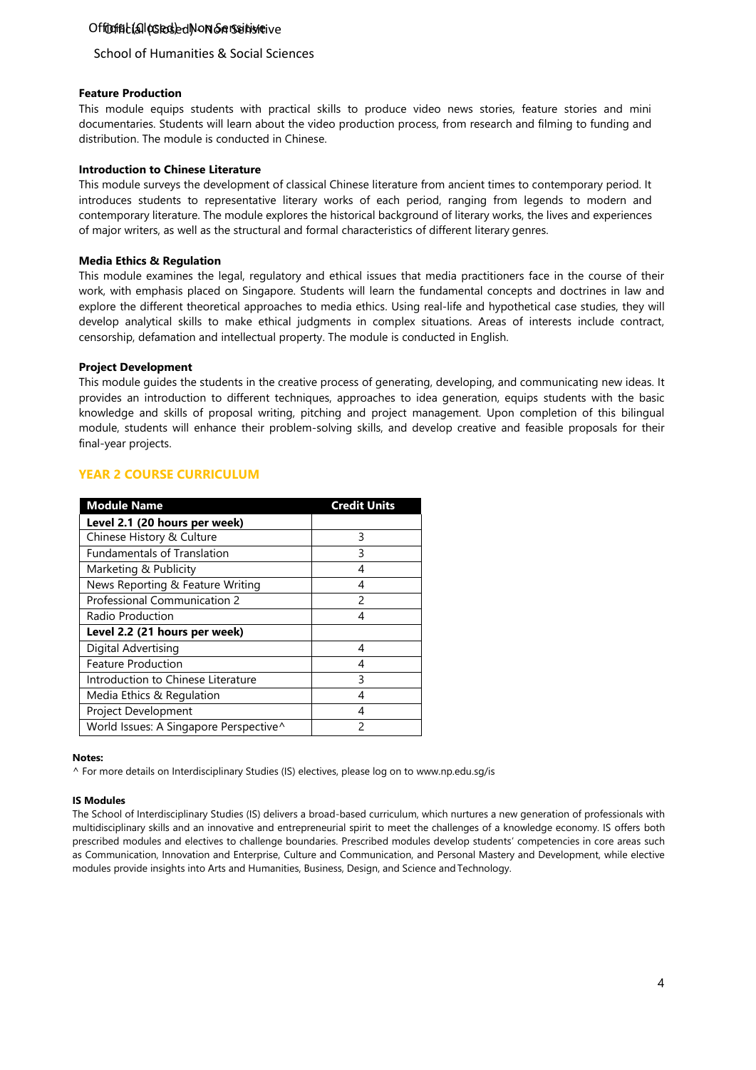#### Feature Production

This module equips students with practical skills to produce video news stories, feature stories and mini documentaries. Students will learn about the video production process, from research and filming to funding and distribution. The module is conducted in Chinese.

#### Introduction to Chinese Literature

This module surveys the development of classical Chinese literature from ancient times to contemporary period. It introduces students to representative literary works of each period, ranging from legends to modern and contemporary literature. The module explores the historical background of literary works, the lives and experiences of major writers, as well as the structural and formal characteristics of different literary genres.

#### Media Ethics & Regulation

This module examines the legal, regulatory and ethical issues that media practitioners face in the course of their work, with emphasis placed on Singapore. Students will learn the fundamental concepts and doctrines in law and explore the different theoretical approaches to media ethics. Using real-life and hypothetical case studies, they will develop analytical skills to make ethical judgments in complex situations. Areas of interests include contract, censorship, defamation and intellectual property. The module is conducted in English.

#### Project Development

This module guides the students in the creative process of generating, developing, and communicating new ideas. It provides an introduction to different techniques, approaches to idea generation, equips students with the basic knowledge and skills of proposal writing, pitching and project management. Upon completion of this bilingual module, students will enhance their problem-solving skills, and develop creative and feasible proposals for their final-year projects.

## YEAR 2 COURSE CURRICULUM

| Module Name | Credit Units |
|---|---|
| **Level 2.1 (20 hours per week)** | |
| Chinese History & Culture | 3 |
| Fundamentals of Translation | 3 |
| Marketing & Publicity | 4 |
| News Reporting & Feature Writing | 4 |
| Professional Communication 2 | 2 |
| Radio Production | 4 |
| **Level 2.2 (21 hours per week)** | |
| Digital Advertising | 4 |
| Feature Production | 4 |
| Introduction to Chinese Literature | 3 |
| Media Ethics & Regulation | 4 |
| Project Development | 4 |
| World Issues: A Singapore Perspective^ | 2 |

**Notes:**

^ For more details on Interdisciplinary Studies (IS) electives, please log on to www.np.edu.sg/is

**IS Modules**

The School of Interdisciplinary Studies (IS) delivers a broad-based curriculum, which nurtures a new generation of professionals with multidisciplinary skills and an innovative and entrepreneurial spirit to meet the challenges of a knowledge economy. IS offers both prescribed modules and electives to challenge boundaries. Prescribed modules develop students' competencies in core areas such as Communication, Innovation and Enterprise, Culture and Communication, and Personal Mastery and Development, while elective modules provide insights into Arts and Humanities, Business, Design, and Science and Technology.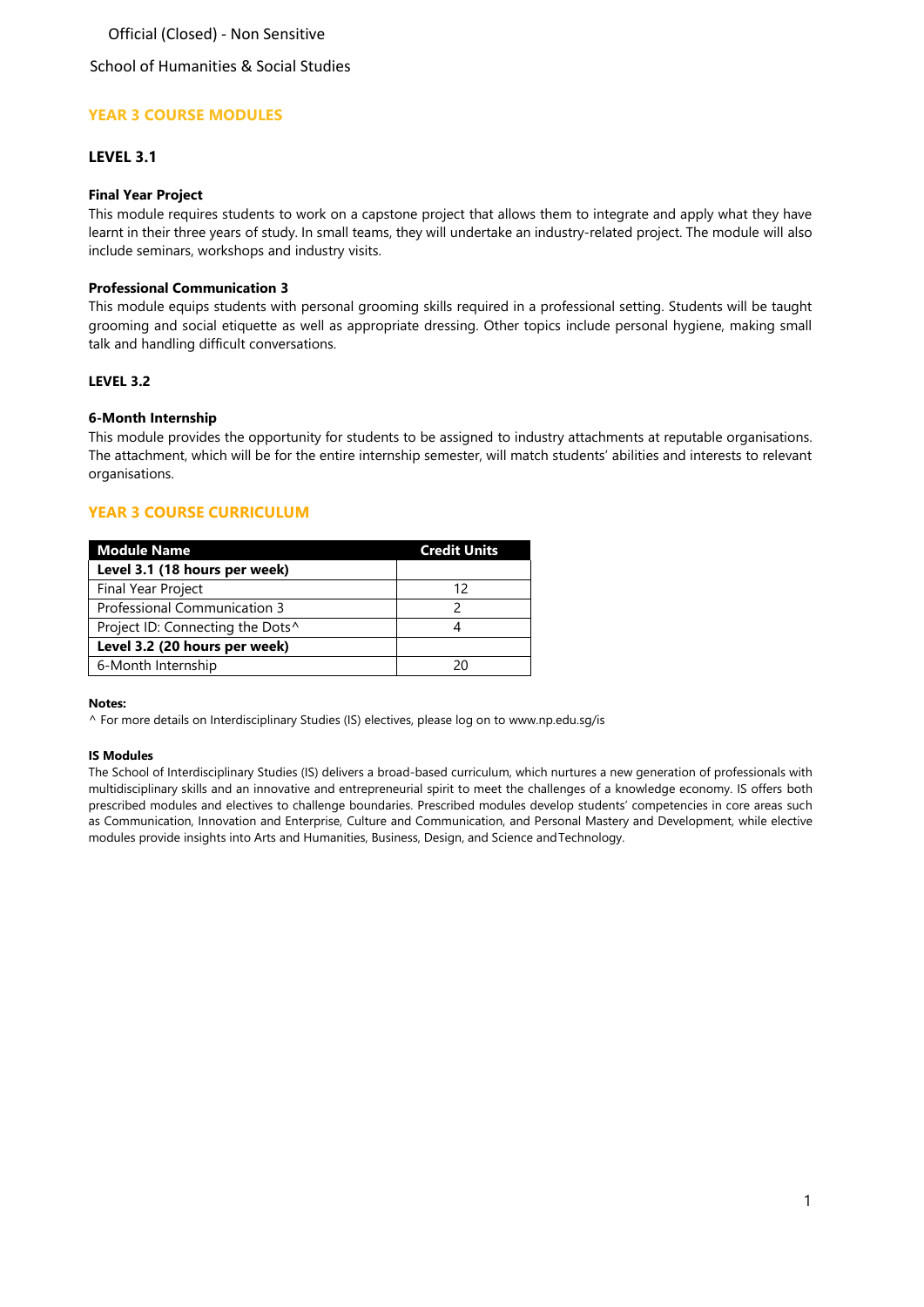Official (Closed) - Non Sensitive

School of Humanities & Social Studies

## YEAR 3 COURSE MODULES

### LEVEL 3.1

**Final Year Project**

This module requires students to work on a capstone project that allows them to integrate and apply what they have learnt in their three years of study. In small teams, they will undertake an industry-related project. The module will also include seminars, workshops and industry visits.

**Professional Communication 3**

This module equips students with personal grooming skills required in a professional setting. Students will be taught grooming and social etiquette as well as appropriate dressing. Other topics include personal hygiene, making small talk and handling difficult conversations.

### LEVEL 3.2

**6-Month Internship**

This module provides the opportunity for students to be assigned to industry attachments at reputable organisations. The attachment, which will be for the entire internship semester, will match students' abilities and interests to relevant organisations.

## YEAR 3 COURSE CURRICULUM

| Module Name | Credit Units |
|---|---|
| **Level 3.1 (18 hours per week)** | |
| Final Year Project | 12 |
| Professional Communication 3 | 2 |
| Project ID: Connecting the Dots^ | 4 |
| **Level 3.2 (20 hours per week)** | |
| 6-Month Internship | 20 |

**Notes:**

^ For more details on Interdisciplinary Studies (IS) electives, please log on to www.np.edu.sg/is

**IS Modules**

The School of Interdisciplinary Studies (IS) delivers a broad-based curriculum, which nurtures a new generation of professionals with multidisciplinary skills and an innovative and entrepreneurial spirit to meet the challenges of a knowledge economy. IS offers both prescribed modules and electives to challenge boundaries. Prescribed modules develop students' competencies in core areas such as Communication, Innovation and Enterprise, Culture and Communication, and Personal Mastery and Development, while elective modules provide insights into Arts and Humanities, Business, Design, and Science and Technology.